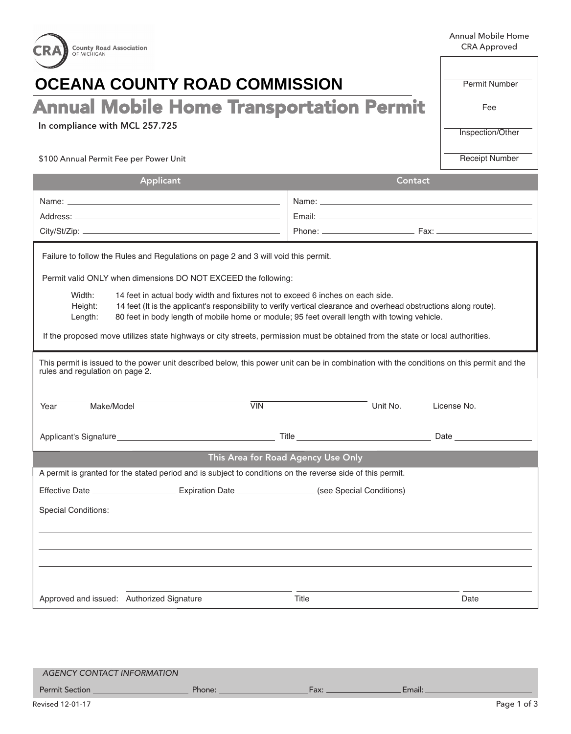Annual Mobile Home
CRA Approved

County Road Association OF MICHIGAN

# OCEANA COUNTY ROAD COMMISSION

## Annual Mobile Home Transportation Permit

In compliance with MCL 257.725

$100 Annual Permit Fee per Power Unit

| |
|---|
| Permit Number: |
| Fee: |
| Inspection/Other: |
| Receipt Number: |

| Applicant | Contact |
|---|---|
| Name: | Name: |
| Address: | Email: |
| City/St/Zip: | Phone: Fax: |

Failure to follow the Rules and Regulations on page 2 and 3 will void this permit.

Permit valid ONLY when dimensions DO NOT EXCEED the following:

- Width: 14 feet in actual body width and fixtures not to exceed 6 inches on each side.
- Height: 14 feet (It is the applicant's responsibility to verify vertical clearance and overhead obstructions along route).
- Length: 80 feet in body length of mobile home or module; 95 feet overall length with towing vehicle.

If the proposed move utilizes state highways or city streets, permission must be obtained from the state or local authorities.

This permit is issued to the power unit described below, this power unit can be in combination with the conditions on this permit and the rules and regulation on page 2.

| Year | Make/Model | VIN | Unit No. | License No. |
|---|---|---|---|---|
| | | | | |

Applicant's Signature ______________ Title ______________ Date ______________

### This Area for Road Agency Use Only

A permit is granted for the stated period and is subject to conditions on the reverse side of this permit.

Effective Date ______________ Expiration Date ______________ (see Special Conditions)

Special Conditions:

Approved and issued: Authorized Signature ______________ Title ______________ Date ______________

*AGENCY CONTACT INFORMATION*

Permit Section ______________ Phone: ______________ Fax: ______________ Email: ______________

Revised 12-01-17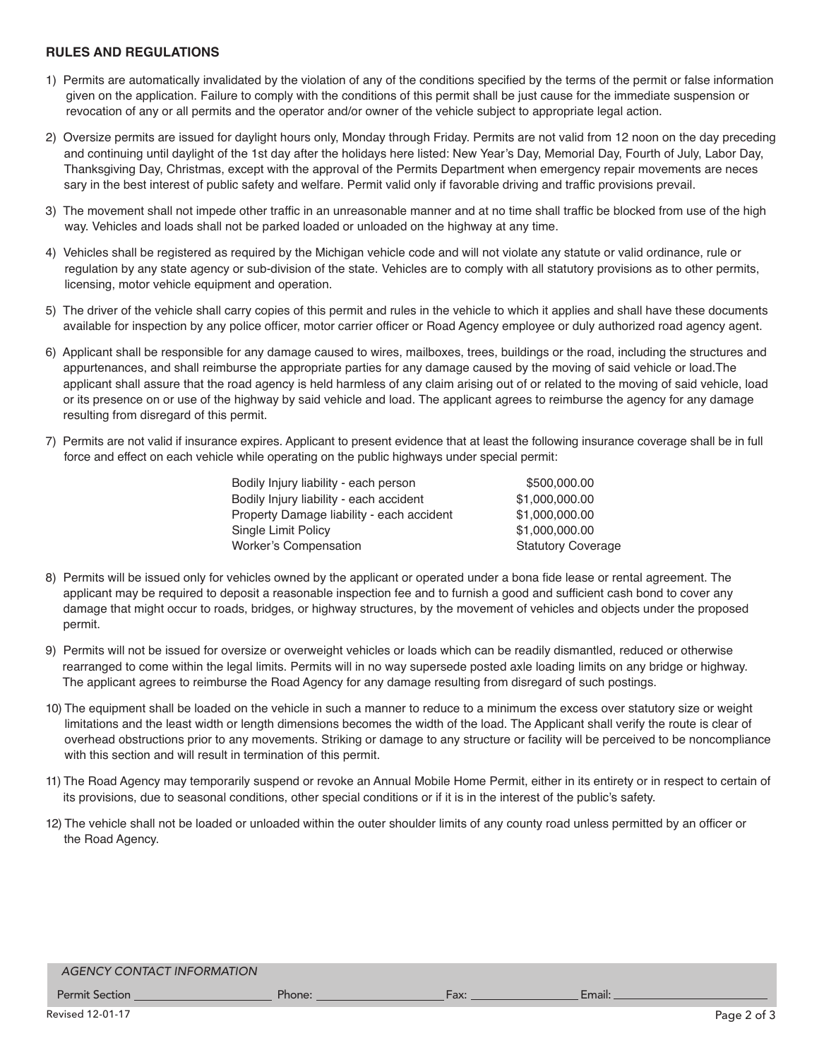### RULES AND REGULATIONS

1) Permits are automatically invalidated by the violation of any of the conditions specified by the terms of the permit or false information given on the application. Failure to comply with the conditions of this permit shall be just cause for the immediate suspension or revocation of any or all permits and the operator and/or owner of the vehicle subject to appropriate legal action.

2) Oversize permits are issued for daylight hours only, Monday through Friday. Permits are not valid from 12 noon on the day preceding and continuing until daylight of the 1st day after the holidays here listed: New Year's Day, Memorial Day, Fourth of July, Labor Day, Thanksgiving Day, Christmas, except with the approval of the Permits Department when emergency repair movements are neces sary in the best interest of public safety and welfare. Permit valid only if favorable driving and traffic provisions prevail.

3) The movement shall not impede other traffic in an unreasonable manner and at no time shall traffic be blocked from use of the high way. Vehicles and loads shall not be parked loaded or unloaded on the highway at any time.

4) Vehicles shall be registered as required by the Michigan vehicle code and will not violate any statute or valid ordinance, rule or regulation by any state agency or sub-division of the state. Vehicles are to comply with all statutory provisions as to other permits, licensing, motor vehicle equipment and operation.

5) The driver of the vehicle shall carry copies of this permit and rules in the vehicle to which it applies and shall have these documents available for inspection by any police officer, motor carrier officer or Road Agency employee or duly authorized road agency agent.

6) Applicant shall be responsible for any damage caused to wires, mailboxes, trees, buildings or the road, including the structures and appurtenances, and shall reimburse the appropriate parties for any damage caused by the moving of said vehicle or load.The applicant shall assure that the road agency is held harmless of any claim arising out of or related to the moving of said vehicle, load or its presence on or use of the highway by said vehicle and load. The applicant agrees to reimburse the agency for any damage resulting from disregard of this permit.

7) Permits are not valid if insurance expires. Applicant to present evidence that at least the following insurance coverage shall be in full force and effect on each vehicle while operating on the public highways under special permit:

| | |
|---|---|
| Bodily Injury liability - each person | $500,000.00 |
| Bodily Injury liability - each accident | $1,000,000.00 |
| Property Damage liability - each accident | $1,000,000.00 |
| Single Limit Policy | $1,000,000.00 |
| Worker's Compensation | Statutory Coverage |

8) Permits will be issued only for vehicles owned by the applicant or operated under a bona fide lease or rental agreement. The applicant may be required to deposit a reasonable inspection fee and to furnish a good and sufficient cash bond to cover any damage that might occur to roads, bridges, or highway structures, by the movement of vehicles and objects under the proposed permit.

9) Permits will not be issued for oversize or overweight vehicles or loads which can be readily dismantled, reduced or otherwise rearranged to come within the legal limits. Permits will in no way supersede posted axle loading limits on any bridge or highway. The applicant agrees to reimburse the Road Agency for any damage resulting from disregard of such postings.

10) The equipment shall be loaded on the vehicle in such a manner to reduce to a minimum the excess over statutory size or weight limitations and the least width or length dimensions becomes the width of the load. The Applicant shall verify the route is clear of overhead obstructions prior to any movements. Striking or damage to any structure or facility will be perceived to be noncompliance with this section and will result in termination of this permit.

11) The Road Agency may temporarily suspend or revoke an Annual Mobile Home Permit, either in its entirety or in respect to certain of its provisions, due to seasonal conditions, other special conditions or if it is in the interest of the public's safety.

12) The vehicle shall not be loaded or unloaded within the outer shoulder limits of any county road unless permitted by an officer or the Road Agency.

*AGENCY CONTACT INFORMATION*

Permit Section ____________________ Phone: ____________________ Fax: ____________________ Email: ____________________

Revised 12-01-17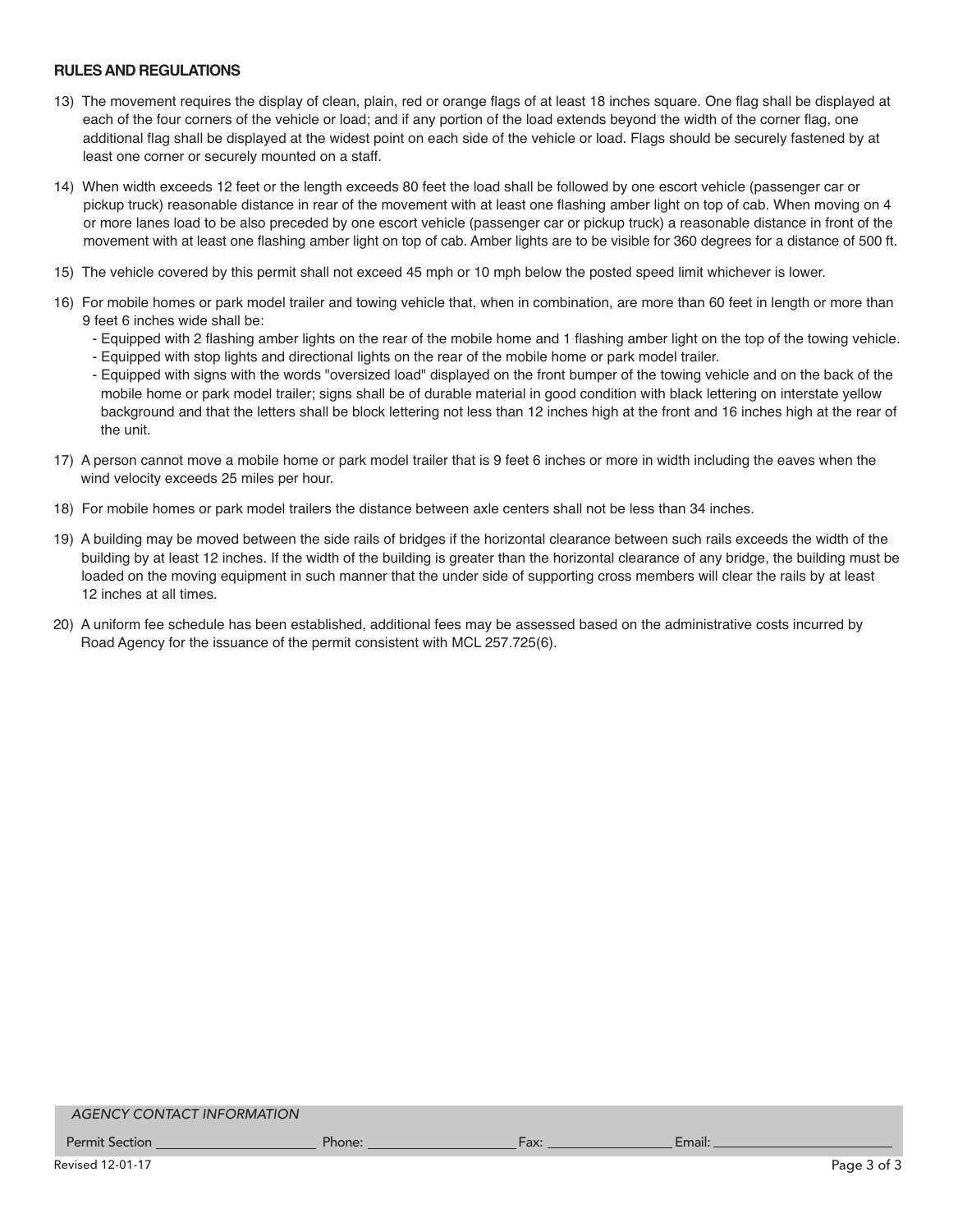**RULES AND REGULATIONS**

13) The movement requires the display of clean, plain, red or orange flags of at least 18 inches square. One flag shall be displayed at each of the four corners of the vehicle or load; and if any portion of the load extends beyond the width of the corner flag, one additional flag shall be displayed at the widest point on each side of the vehicle or load. Flags should be securely fastened by at least one corner or securely mounted on a staff.

14) When width exceeds 12 feet or the length exceeds 80 feet the load shall be followed by one escort vehicle (passenger car or pickup truck) reasonable distance in rear of the movement with at least one flashing amber light on top of cab. When moving on 4 or more lanes load to be also preceded by one escort vehicle (passenger car or pickup truck) a reasonable distance in front of the movement with at least one flashing amber light on top of cab. Amber lights are to be visible for 360 degrees for a distance of 500 ft.

15) The vehicle covered by this permit shall not exceed 45 mph or 10 mph below the posted speed limit whichever is lower.

16) For mobile homes or park model trailer and towing vehicle that, when in combination, are more than 60 feet in length or more than 9 feet 6 inches wide shall be:
   - Equipped with 2 flashing amber lights on the rear of the mobile home and 1 flashing amber light on the top of the towing vehicle.
   - Equipped with stop lights and directional lights on the rear of the mobile home or park model trailer.
   - Equipped with signs with the words "oversized load" displayed on the front bumper of the towing vehicle and on the back of the mobile home or park model trailer; signs shall be of durable material in good condition with black lettering on interstate yellow background and that the letters shall be block lettering not less than 12 inches high at the front and 16 inches high at the rear of the unit.

17) A person cannot move a mobile home or park model trailer that is 9 feet 6 inches or more in width including the eaves when the wind velocity exceeds 25 miles per hour.

18) For mobile homes or park model trailers the distance between axle centers shall not be less than 34 inches.

19) A building may be moved between the side rails of bridges if the horizontal clearance between such rails exceeds the width of the building by at least 12 inches. If the width of the building is greater than the horizontal clearance of any bridge, the building must be loaded on the moving equipment in such manner that the under side of supporting cross members will clear the rails by at least 12 inches at all times.

20) A uniform fee schedule has been established, additional fees may be assessed based on the administrative costs incurred by Road Agency for the issuance of the permit consistent with MCL 257.725(6).

*AGENCY CONTACT INFORMATION*

Permit Section ____________________ Phone: ____________________ Fax: ____________________ Email: ____________________

Revised 12-01-17